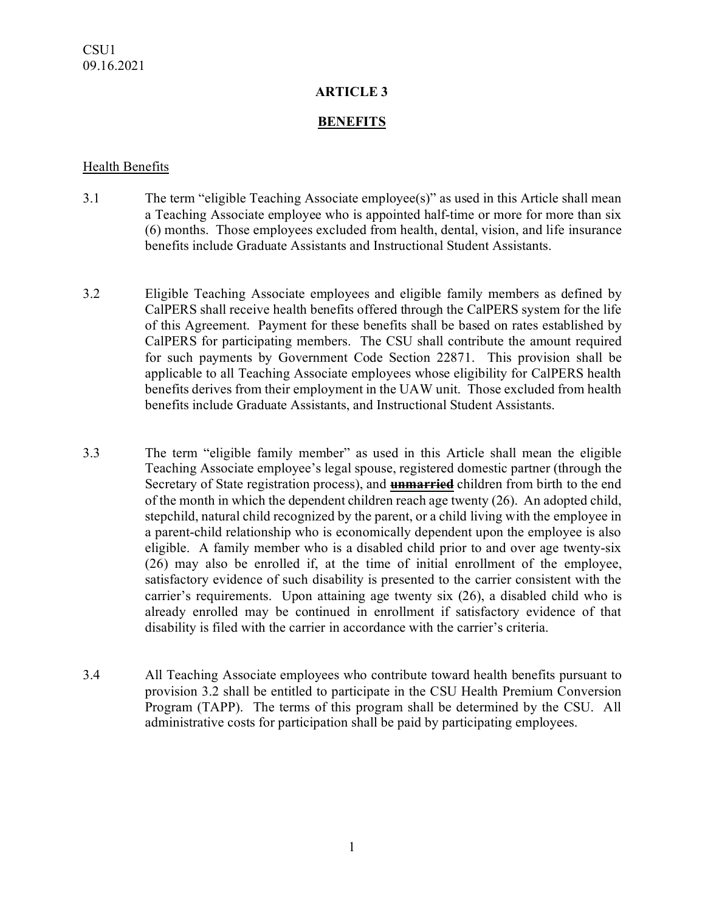CSU1
09.16.2021

# ARTICLE 3

## BENEFITS

### Health Benefits

3.1 The term "eligible Teaching Associate employee(s)" as used in this Article shall mean a Teaching Associate employee who is appointed half-time or more for more than six (6) months. Those employees excluded from health, dental, vision, and life insurance benefits include Graduate Assistants and Instructional Student Assistants.

3.2 Eligible Teaching Associate employees and eligible family members as defined by CalPERS shall receive health benefits offered through the CalPERS system for the life of this Agreement. Payment for these benefits shall be based on rates established by CalPERS for participating members. The CSU shall contribute the amount required for such payments by Government Code Section 22871. This provision shall be applicable to all Teaching Associate employees whose eligibility for CalPERS health benefits derives from their employment in the UAW unit. Those excluded from health benefits include Graduate Assistants, and Instructional Student Assistants.

3.3 The term "eligible family member" as used in this Article shall mean the eligible Teaching Associate employee's legal spouse, registered domestic partner (through the Secretary of State registration process), and ~~**unmarried**~~ children from birth to the end of the month in which the dependent children reach age twenty (26). An adopted child, stepchild, natural child recognized by the parent, or a child living with the employee in a parent-child relationship who is economically dependent upon the employee is also eligible. A family member who is a disabled child prior to and over age twenty-six (26) may also be enrolled if, at the time of initial enrollment of the employee, satisfactory evidence of such disability is presented to the carrier consistent with the carrier's requirements. Upon attaining age twenty six (26), a disabled child who is already enrolled may be continued in enrollment if satisfactory evidence of that disability is filed with the carrier in accordance with the carrier's criteria.

3.4 All Teaching Associate employees who contribute toward health benefits pursuant to provision 3.2 shall be entitled to participate in the CSU Health Premium Conversion Program (TAPP). The terms of this program shall be determined by the CSU. All administrative costs for participation shall be paid by participating employees.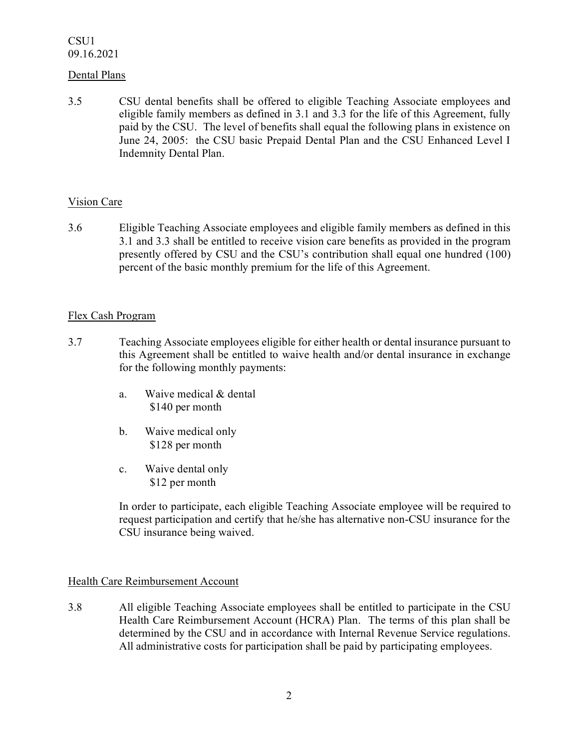CSU1
09.16.2021

Dental Plans

3.5 CSU dental benefits shall be offered to eligible Teaching Associate employees and eligible family members as defined in 3.1 and 3.3 for the life of this Agreement, fully paid by the CSU. The level of benefits shall equal the following plans in existence on June 24, 2005: the CSU basic Prepaid Dental Plan and the CSU Enhanced Level I Indemnity Dental Plan.

Vision Care

3.6 Eligible Teaching Associate employees and eligible family members as defined in this 3.1 and 3.3 shall be entitled to receive vision care benefits as provided in the program presently offered by CSU and the CSU's contribution shall equal one hundred (100) percent of the basic monthly premium for the life of this Agreement.

Flex Cash Program

3.7 Teaching Associate employees eligible for either health or dental insurance pursuant to this Agreement shall be entitled to waive health and/or dental insurance in exchange for the following monthly payments:

a. Waive medical & dental
$140 per month

b. Waive medical only
$128 per month

c. Waive dental only
$12 per month

In order to participate, each eligible Teaching Associate employee will be required to request participation and certify that he/she has alternative non-CSU insurance for the CSU insurance being waived.

Health Care Reimbursement Account

3.8 All eligible Teaching Associate employees shall be entitled to participate in the CSU Health Care Reimbursement Account (HCRA) Plan. The terms of this plan shall be determined by the CSU and in accordance with Internal Revenue Service regulations. All administrative costs for participation shall be paid by participating employees.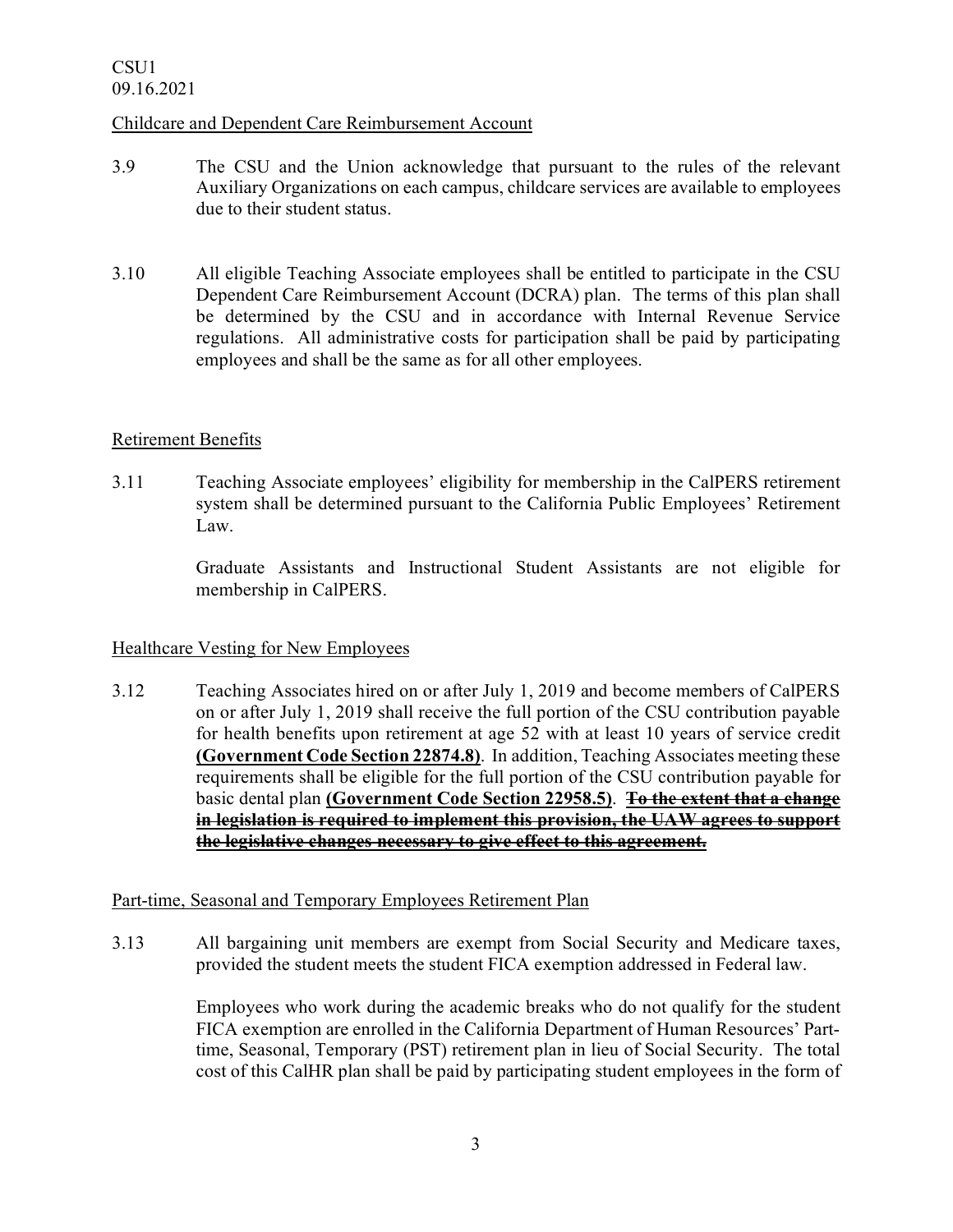Childcare and Dependent Care Reimbursement Account

3.9 The CSU and the Union acknowledge that pursuant to the rules of the relevant Auxiliary Organizations on each campus, childcare services are available to employees due to their student status.

3.10 All eligible Teaching Associate employees shall be entitled to participate in the CSU Dependent Care Reimbursement Account (DCRA) plan. The terms of this plan shall be determined by the CSU and in accordance with Internal Revenue Service regulations. All administrative costs for participation shall be paid by participating employees and shall be the same as for all other employees.

Retirement Benefits

3.11 Teaching Associate employees' eligibility for membership in the CalPERS retirement system shall be determined pursuant to the California Public Employees' Retirement Law.

Graduate Assistants and Instructional Student Assistants are not eligible for membership in CalPERS.

Healthcare Vesting for New Employees

3.12 Teaching Associates hired on or after July 1, 2019 and become members of CalPERS on or after July 1, 2019 shall receive the full portion of the CSU contribution payable for health benefits upon retirement at age 52 with at least 10 years of service credit **(Government Code Section 22874.8)**. In addition, Teaching Associates meeting these requirements shall be eligible for the full portion of the CSU contribution payable for basic dental plan **(Government Code Section 22958.5)**. ~~**To the extent that a change in legislation is required to implement this provision, the UAW agrees to support the legislative changes necessary to give effect to this agreement.**~~

Part-time, Seasonal and Temporary Employees Retirement Plan

3.13 All bargaining unit members are exempt from Social Security and Medicare taxes, provided the student meets the student FICA exemption addressed in Federal law.

Employees who work during the academic breaks who do not qualify for the student FICA exemption are enrolled in the California Department of Human Resources' Part-time, Seasonal, Temporary (PST) retirement plan in lieu of Social Security. The total cost of this CalHR plan shall be paid by participating student employees in the form of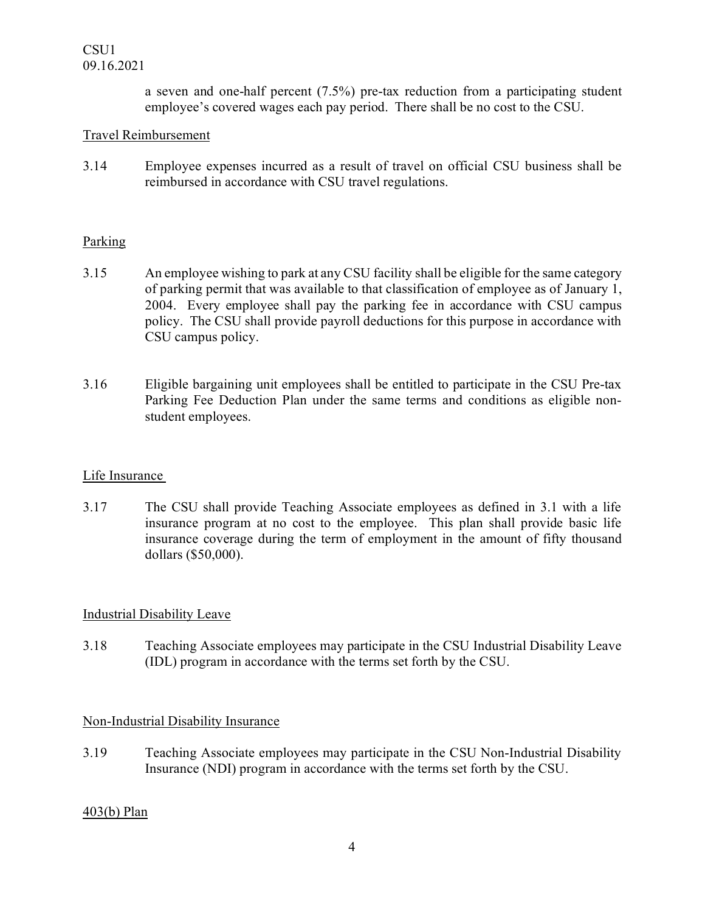a seven and one-half percent (7.5%) pre-tax reduction from a participating student employee's covered wages each pay period. There shall be no cost to the CSU.

Travel Reimbursement

3.14 Employee expenses incurred as a result of travel on official CSU business shall be reimbursed in accordance with CSU travel regulations.

Parking

3.15 An employee wishing to park at any CSU facility shall be eligible for the same category of parking permit that was available to that classification of employee as of January 1, 2004. Every employee shall pay the parking fee in accordance with CSU campus policy. The CSU shall provide payroll deductions for this purpose in accordance with CSU campus policy.

3.16 Eligible bargaining unit employees shall be entitled to participate in the CSU Pre-tax Parking Fee Deduction Plan under the same terms and conditions as eligible non-student employees.

Life Insurance

3.17 The CSU shall provide Teaching Associate employees as defined in 3.1 with a life insurance program at no cost to the employee. This plan shall provide basic life insurance coverage during the term of employment in the amount of fifty thousand dollars ($50,000).

Industrial Disability Leave

3.18 Teaching Associate employees may participate in the CSU Industrial Disability Leave (IDL) program in accordance with the terms set forth by the CSU.

Non-Industrial Disability Insurance

3.19 Teaching Associate employees may participate in the CSU Non-Industrial Disability Insurance (NDI) program in accordance with the terms set forth by the CSU.

403(b) Plan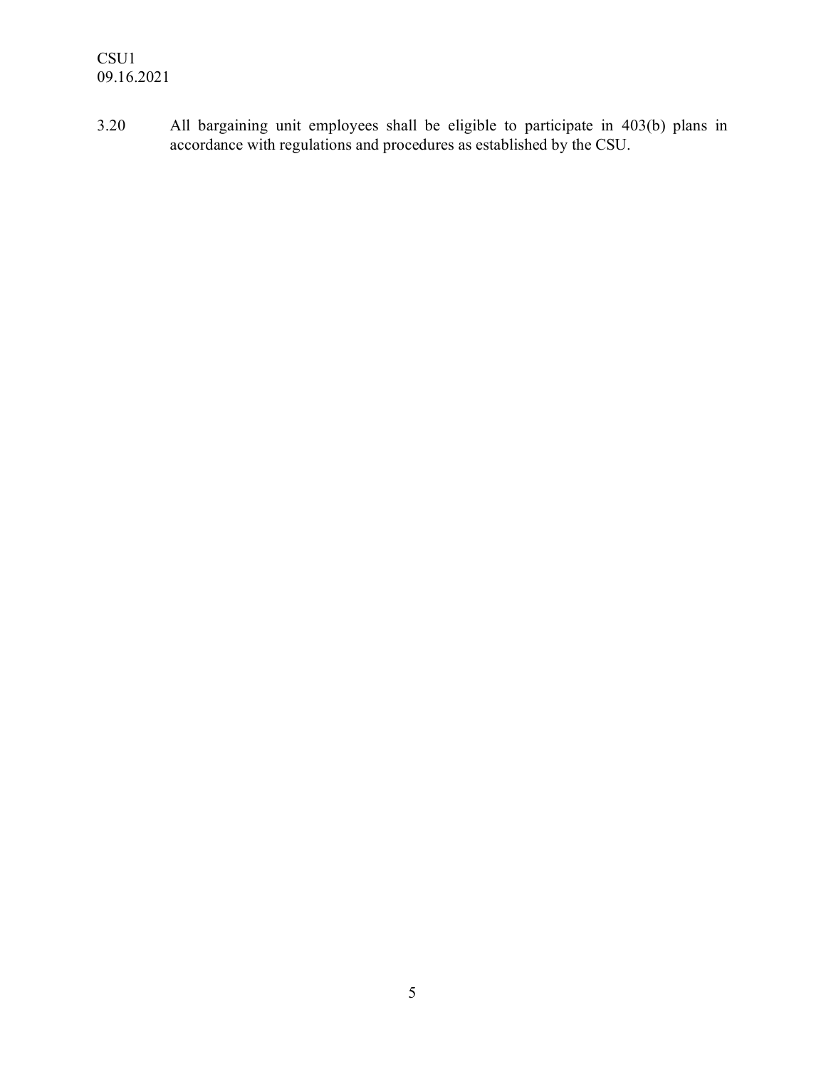3.20 All bargaining unit employees shall be eligible to participate in 403(b) plans in accordance with regulations and procedures as established by the CSU.